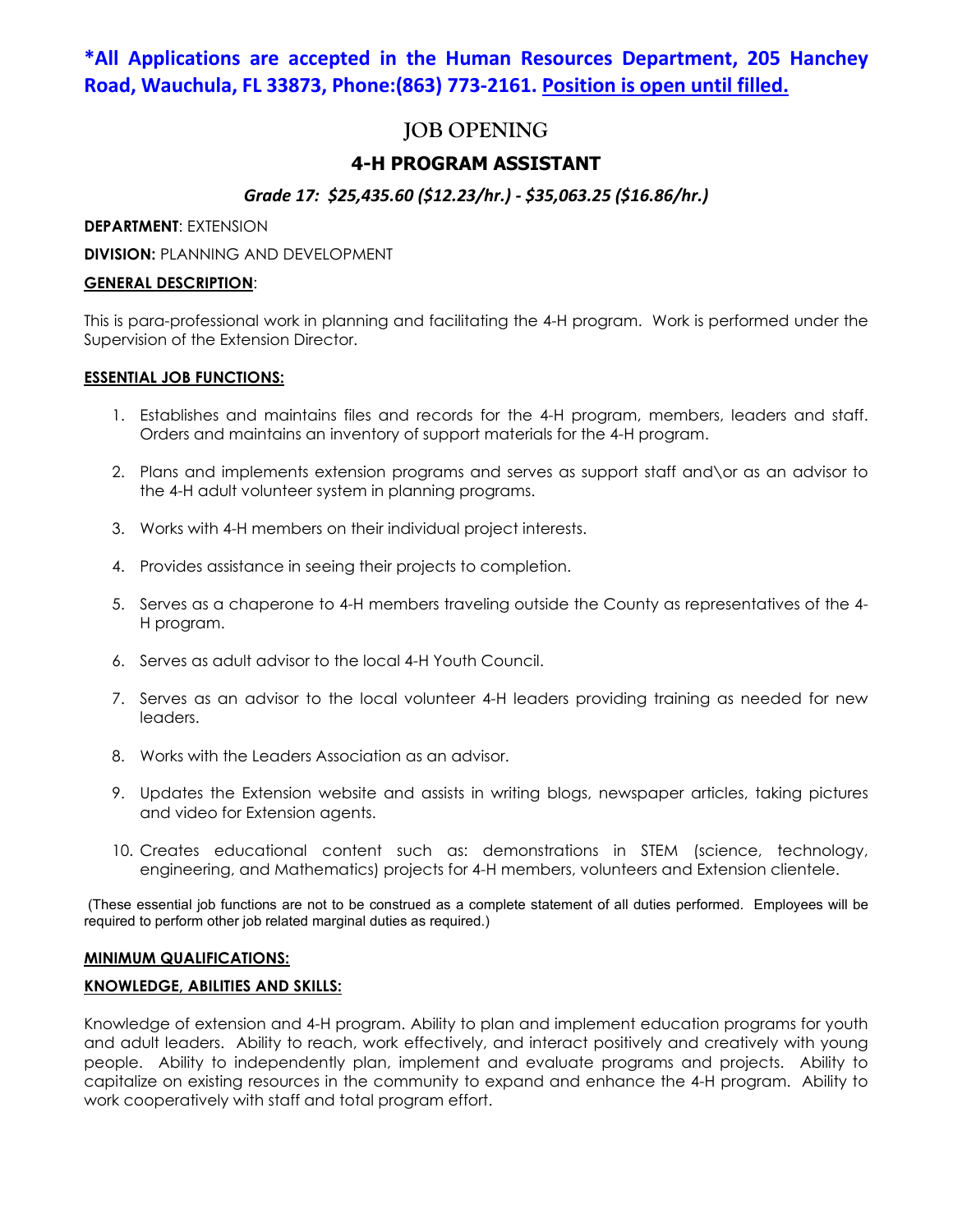**\*All Applications are accepted in the Human Resources Department, 205 Hanchey Road, Wauchula, FL 33873, Phone:(863) 773-2161. Position is open until filled.**

# JOB OPENING

## 4-H PROGRAM ASSISTANT

***Grade 17: $25,435.60 ($12.23/hr.) - $35,063.25 ($16.86/hr.)***

**DEPARTMENT**: EXTENSION

**DIVISION:** PLANNING AND DEVELOPMENT

**GENERAL DESCRIPTION**:

This is para-professional work in planning and facilitating the 4-H program. Work is performed under the Supervision of the Extension Director.

**ESSENTIAL JOB FUNCTIONS:**

1. Establishes and maintains files and records for the 4-H program, members, leaders and staff. Orders and maintains an inventory of support materials for the 4-H program.
2. Plans and implements extension programs and serves as support staff and\or as an advisor to the 4-H adult volunteer system in planning programs.
3. Works with 4-H members on their individual project interests.
4. Provides assistance in seeing their projects to completion.
5. Serves as a chaperone to 4-H members traveling outside the County as representatives of the 4-H program.
6. Serves as adult advisor to the local 4-H Youth Council.
7. Serves as an advisor to the local volunteer 4-H leaders providing training as needed for new leaders.
8. Works with the Leaders Association as an advisor.
9. Updates the Extension website and assists in writing blogs, newspaper articles, taking pictures and video for Extension agents.
10. Creates educational content such as: demonstrations in STEM (science, technology, engineering, and Mathematics) projects for 4-H members, volunteers and Extension clientele.

(These essential job functions are not to be construed as a complete statement of all duties performed. Employees will be required to perform other job related marginal duties as required.)

**MINIMUM QUALIFICATIONS:**

**KNOWLEDGE, ABILITIES AND SKILLS:**

Knowledge of extension and 4-H program. Ability to plan and implement education programs for youth and adult leaders. Ability to reach, work effectively, and interact positively and creatively with young people. Ability to independently plan, implement and evaluate programs and projects. Ability to capitalize on existing resources in the community to expand and enhance the 4-H program. Ability to work cooperatively with staff and total program effort.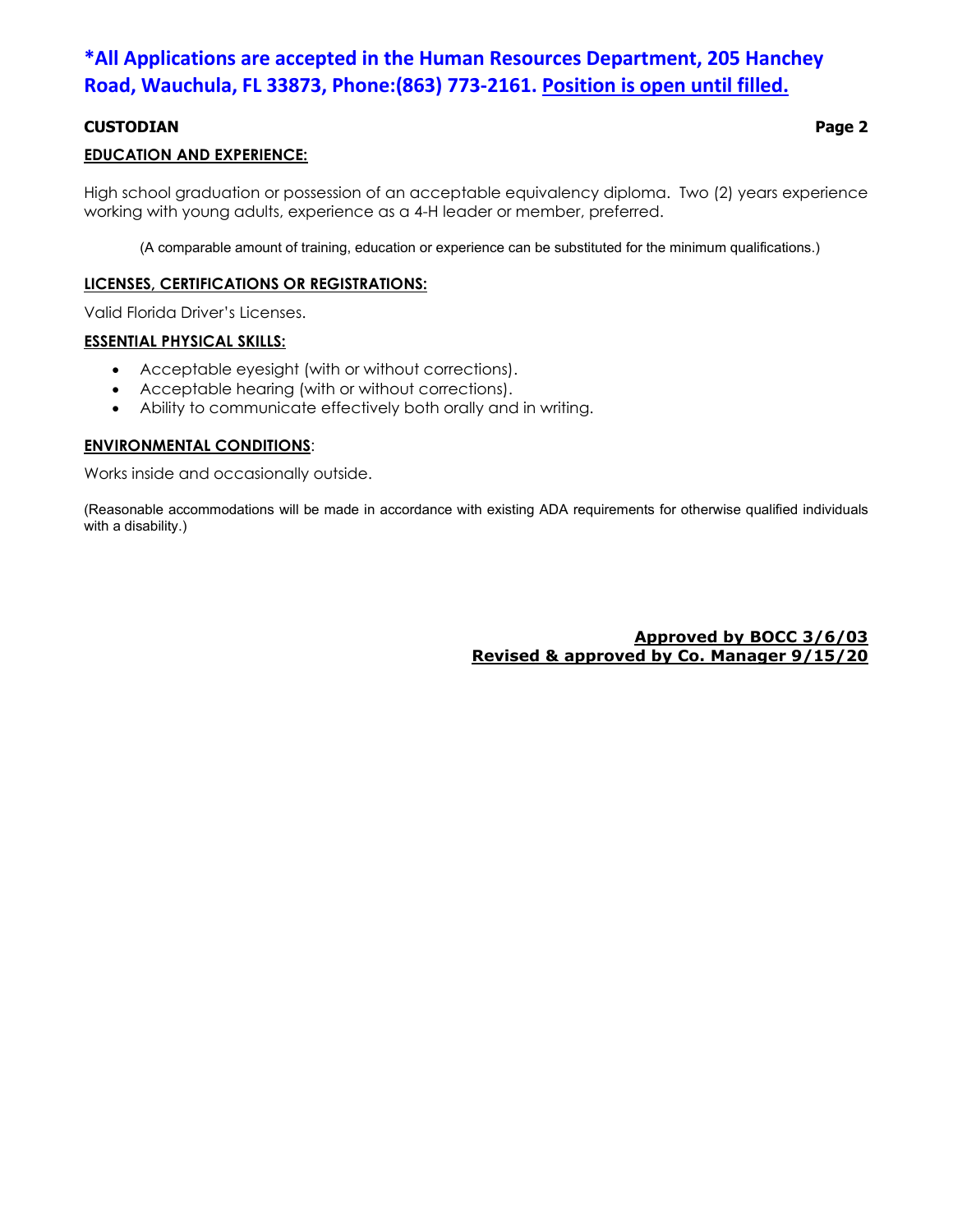**\*All Applications are accepted in the Human Resources Department, 205 Hanchey Road, Wauchula, FL 33873, Phone:(863) 773-2161. Position is open until filled.**

**CUSTODIAN**

**EDUCATION AND EXPERIENCE:**

High school graduation or possession of an acceptable equivalency diploma. Two (2) years experience working with young adults, experience as a 4-H leader or member, preferred.

(A comparable amount of training, education or experience can be substituted for the minimum qualifications.)

**LICENSES, CERTIFICATIONS OR REGISTRATIONS:**

Valid Florida Driver's Licenses.

**ESSENTIAL PHYSICAL SKILLS:**

- Acceptable eyesight (with or without corrections).
- Acceptable hearing (with or without corrections).
- Ability to communicate effectively both orally and in writing.

**ENVIRONMENTAL CONDITIONS**:

Works inside and occasionally outside.

(Reasonable accommodations will be made in accordance with existing ADA requirements for otherwise qualified individuals with a disability.)

**Approved by BOCC 3/6/03**
**Revised & approved by Co. Manager 9/15/20**